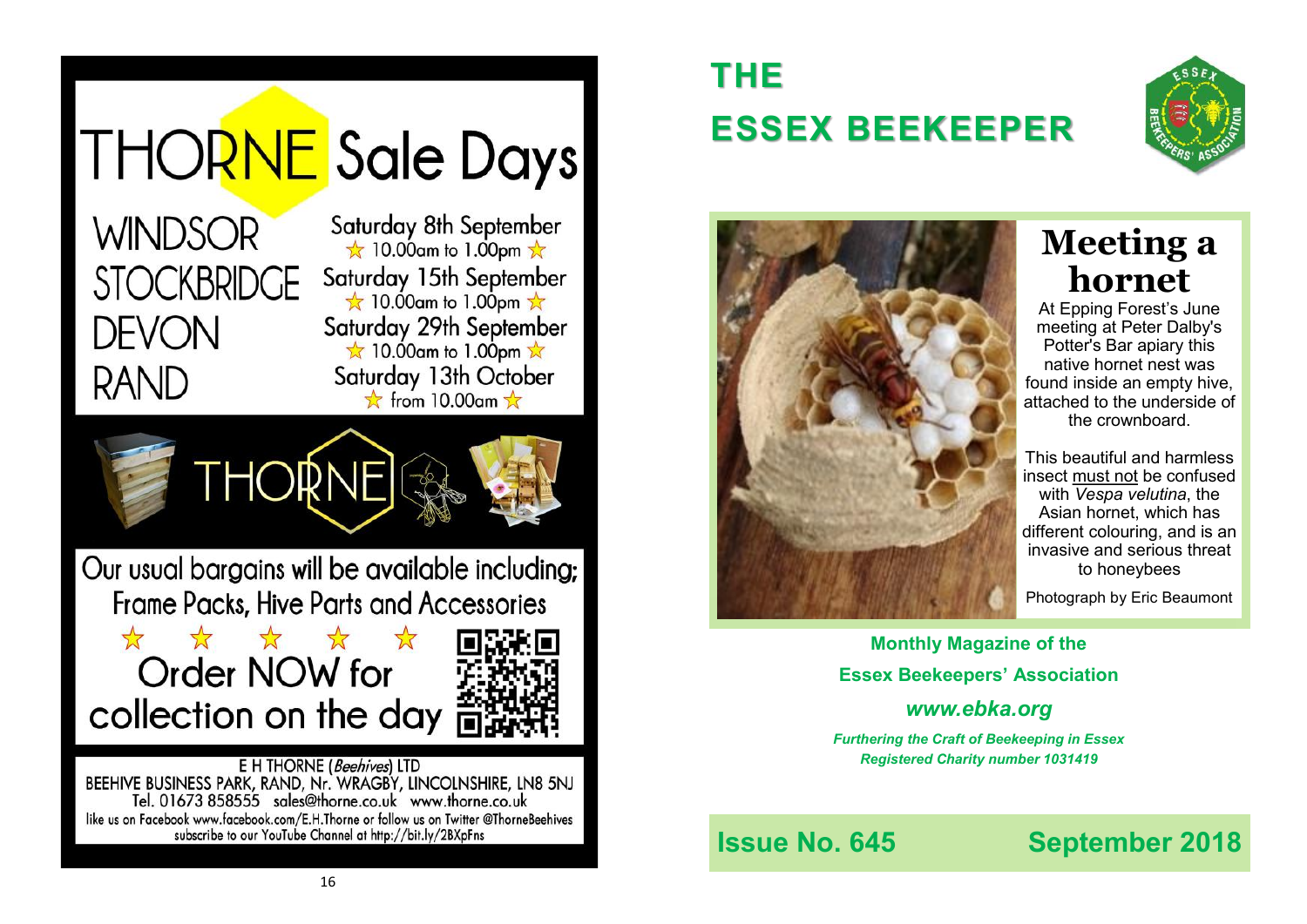# THORNE Sale Days

| | |
|---|---|
| WINDSOR | Saturday 8th September ☆ 10.00am to 1.00pm ☆ |
| STOCKBRIDGE | Saturday 15th September ☆ 10.00am to 1.00pm ☆ |
| DEVON | Saturday 29th September ☆ 10.00am to 1.00pm ☆ |
| RAND | Saturday 13th October ☆ from 10.00am ☆ |

THORNE

Our usual bargains will be available including; Frame Packs, Hive Parts and Accessories

☆ ☆ ☆ ☆ ☆

**Order NOW for collection on the day**

E H THORNE (*Beehives*) LTD
BEEHIVE BUSINESS PARK, RAND, Nr. WRAGBY, LINCOLNSHIRE, LN8 5NJ
Tel. 01673 858555 sales@thorne.co.uk www.thorne.co.uk
like us on Facebook www.facebook.com/E.H.Thorne or follow us on Twitter @ThorneBeehives
subscribe to our YouTube Channel at http://bit.ly/2BXpFns

# THE ESSEX BEEKEEPER

## Meeting a hornet

At Epping Forest's June meeting at Peter Dalby's Potter's Bar apiary this native hornet nest was found inside an empty hive, attached to the underside of the crownboard.

This beautiful and harmless insect must not be confused with *Vespa velutina*, the Asian hornet, which has different colouring, and is an invasive and serious threat to honeybees

Photograph by Eric Beaumont

**Monthly Magazine of the Essex Beekeepers' Association**

***www.ebka.org***

***Furthering the Craft of Beekeeping in Essex***
***Registered Charity number 1031419***

**Issue No. 645** **September 2018**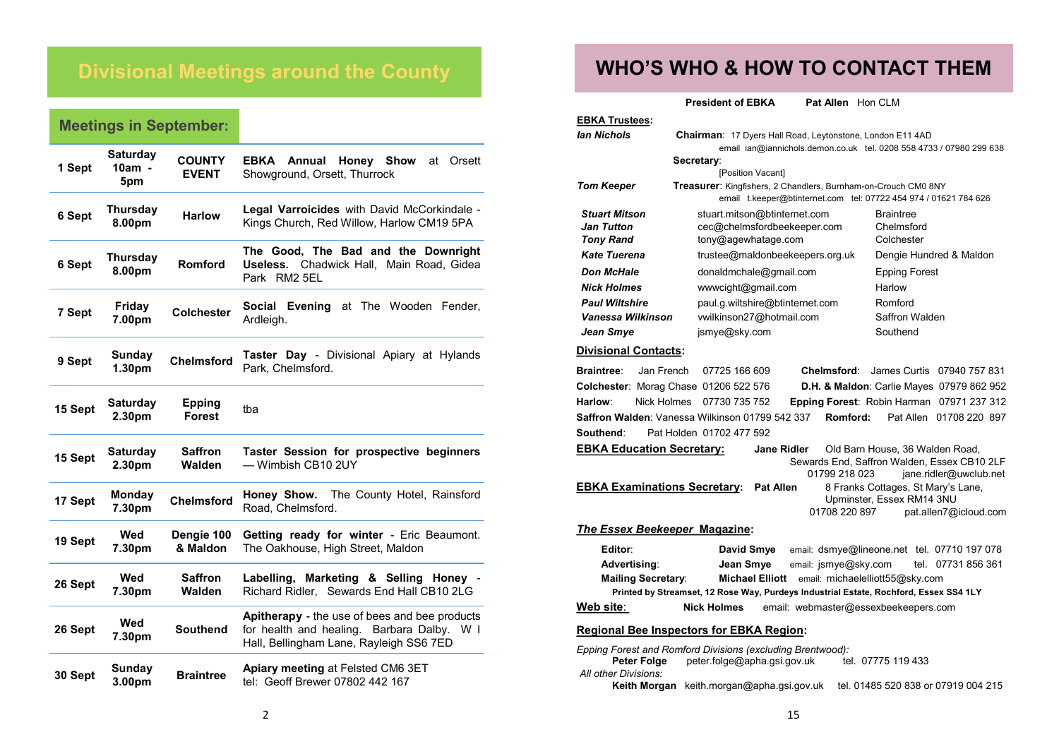# Divisional Meetings around the County

## Meetings in September:

| Date | Day/Time | Division | Event |
|---|---|---|---|
| 1 Sept | Saturday 10am - 5pm | COUNTY EVENT | **EBKA Annual Honey Show** at Orsett Showground, Orsett, Thurrock |
| 6 Sept | Thursday 8.00pm | Harlow | **Legal Varroicides** with David McCorkindale - Kings Church, Red Willow, Harlow CM19 5PA |
| 6 Sept | Thursday 8.00pm | Romford | **The Good, The Bad and the Downright Useless.** Chadwick Hall, Main Road, Gidea Park RM2 5EL |
| 7 Sept | Friday 7.00pm | Colchester | **Social Evening** at The Wooden Fender, Ardleigh. |
| 9 Sept | Sunday 1.30pm | Chelmsford | **Taster Day** - Divisional Apiary at Hylands Park, Chelmsford. |
| 15 Sept | Saturday 2.30pm | Epping Forest | tba |
| 15 Sept | Saturday 2.30pm | Saffron Walden | **Taster Session for prospective beginners** — Wimbish CB10 2UY |
| 17 Sept | Monday 7.30pm | Chelmsford | **Honey Show.** The County Hotel, Rainsford Road, Chelmsford. |
| 19 Sept | Wed 7.30pm | Dengie 100 & Maldon | **Getting ready for winter** - Eric Beaumont. The Oakhouse, High Street, Maldon |
| 26 Sept | Wed 7.30pm | Saffron Walden | **Labelling, Marketing & Selling Honey** - Richard Ridler, Sewards End Hall CB10 2LG |
| 26 Sept | Wed 7.30pm | Southend | **Apitherapy** - the use of bees and bee products for health and healing. Barbara Dalby. W I Hall, Bellingham Lane, Rayleigh SS6 7ED |
| 30 Sept | Sunday 3.00pm | Braintree | **Apiary meeting** at Felsted CM6 3ET tel: Geoff Brewer 07802 442 167 |

# WHO'S WHO & HOW TO CONTACT THEM

**President of EBKA** **Pat Allen** Hon CLM

**EBKA Trustees:**

***Ian Nichols*** — **Chairman**: 17 Dyers Hall Road, Leytonstone, London E11 4AD
email ian@iannichols.demon.co.uk tel. 0208 558 4733 / 07980 299 638

**Secretary**: [Position Vacant]

***Tom Keeper*** — **Treasurer**: Kingfishers, 2 Chandlers, Burnham-on-Crouch CM0 8NY
email t.keeper@btinternet.com tel: 07722 454 974 / 01621 784 626

| Name | Email | Division |
|---|---|---|
| ***Stuart Mitson*** | stuart.mitson@btinternet.com | Braintree |
| ***Jan Tutton*** | cec@chelmsfordbeekeeper.com | Chelmsford |
| ***Tony Rand*** | tony@agewhatage.com | Colchester |
| ***Kate Tuerena*** | trustee@maldonbeekeepers.org.uk | Dengie Hundred & Maldon |
| ***Don McHale*** | donaldmchale@gmail.com | Epping Forest |
| ***Nick Holmes*** | wwwcight@gmail.com | Harlow |
| ***Paul Wiltshire*** | paul.g.wiltshire@btinternet.com | Romford |
| ***Vanessa Wilkinson*** | vwilkinson27@hotmail.com | Saffron Walden |
| ***Jean Smye*** | jsmye@sky.com | Southend |

**Divisional Contacts:**

**Braintree**: Jan French 07725 166 609
**Chelmsford**: James Curtis 07940 757 831
**Colchester**: Morag Chase 01206 522 576
**D.H. & Maldon**: Carlie Mayes 07979 862 952
**Harlow**: Nick Holmes 07730 735 752
**Epping Forest**: Robin Harman 07971 237 312
**Saffron Walden**: Vanessa Wilkinson 01799 542 337
**Romford:** Pat Allen 01708 220 897
**Southend**: Pat Holden 01702 477 592

**EBKA Education Secretary:** **Jane Ridler** Old Barn House, 36 Walden Road, Sewards End, Saffron Walden, Essex CB10 2LF
01799 218 023 jane.ridler@uwclub.net

**EBKA Examinations Secretary**: **Pat Allen** 8 Franks Cottages, St Mary's Lane, Upminster, Essex RM14 3NU
01708 220 897 pat.allen7@icloud.com

***The Essex Beekeeper* Magazine:**

**Editor**: **David Smye** email: dsmye@lineone.net tel. 07710 197 078
**Advertising**: **Jean Smye** email: jsmye@sky.com tel. 07731 856 361
**Mailing Secretary**: **Michael Elliott** email: michaelelliott55@sky.com

**Printed by Streamset, 12 Rose Way, Purdeys Industrial Estate, Rochford, Essex SS4 1LY**

**Web site**: **Nick Holmes** email: webmaster@essexbeekeepers.com

**Regional Bee Inspectors for EBKA Region:**

*Epping Forest and Romford Divisions (excluding Brentwood):*
**Peter Folge** peter.folge@apha.gsi.gov.uk tel. 07775 119 433

*All other Divisions:*
**Keith Morgan** keith.morgan@apha.gsi.gov.uk tel. 01485 520 838 or 07919 004 215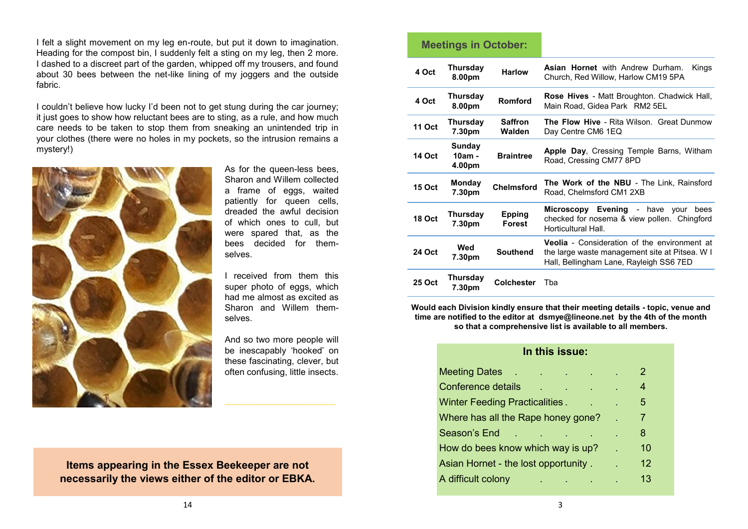I felt a slight movement on my leg en-route, but put it down to imagination. Heading for the compost bin, I suddenly felt a sting on my leg, then 2 more. I dashed to a discreet part of the garden, whipped off my trousers, and found about 30 bees between the net-like lining of my joggers and the outside fabric.

I couldn't believe how lucky I'd been not to get stung during the car journey; it just goes to show how reluctant bees are to sting, as a rule, and how much care needs to be taken to stop them from sneaking an unintended trip in your clothes (there were no holes in my pockets, so the intrusion remains a mystery!)

As for the queen-less bees, Sharon and Willem collected a frame of eggs, waited patiently for queen cells, dreaded the awful decision of which ones to cull, but were spared that, as the bees decided for themselves.

I received from them this super photo of eggs, which had me almost as excited as Sharon and Willem themselves.

And so two more people will be inescapably 'hooked' on these fascinating, clever, but often confusing, little insects.

**Items appearing in the Essex Beekeeper are not necessarily the views either of the editor or EBKA.**

## Meetings in October:

| | | | |
|---|---|---|---|
| **4 Oct** | **Thursday 8.00pm** | **Harlow** | **Asian Hornet** with Andrew Durham. Kings Church, Red Willow, Harlow CM19 5PA |
| **4 Oct** | **Thursday 8.00pm** | **Romford** | **Rose Hives** - Matt Broughton. Chadwick Hall, Main Road, Gidea Park RM2 5EL |
| **11 Oct** | **Thursday 7.30pm** | **Saffron Walden** | **The Flow Hive** - Rita Wilson. Great Dunmow Day Centre CM6 1EQ |
| **14 Oct** | **Sunday 10am - 4.00pm** | **Braintree** | **Apple Day**, Cressing Temple Barns, Witham Road, Cressing CM77 8PD |
| **15 Oct** | **Monday 7.30pm** | **Chelmsford** | **The Work of the NBU** - The Link, Rainsford Road, Chelmsford CM1 2XB |
| **18 Oct** | **Thursday 7.30pm** | **Epping Forest** | **Microscopy Evening** - have your bees checked for nosema & view pollen. Chingford Horticultural Hall. |
| **24 Oct** | **Wed 7.30pm** | **Southend** | **Veolia** - Consideration of the environment at the large waste management site at Pitsea. W I Hall, Bellingham Lane, Rayleigh SS6 7ED |
| **25 Oct** | **Thursday 7.30pm** | **Colchester** | Tba |

**Would each Division kindly ensure that their meeting details - topic, venue and time are notified to the editor at dsmye@lineone.net by the 4th of the month so that a comprehensive list is available to all members.**

## In this issue:

| | |
|---|---|
| Meeting Dates | 2 |
| Conference details | 4 |
| Winter Feeding Practicalities | 5 |
| Where has all the Rape honey gone? | 7 |
| Season's End | 8 |
| How do bees know which way is up? | 10 |
| Asian Hornet - the lost opportunity | 12 |
| A difficult colony | 13 |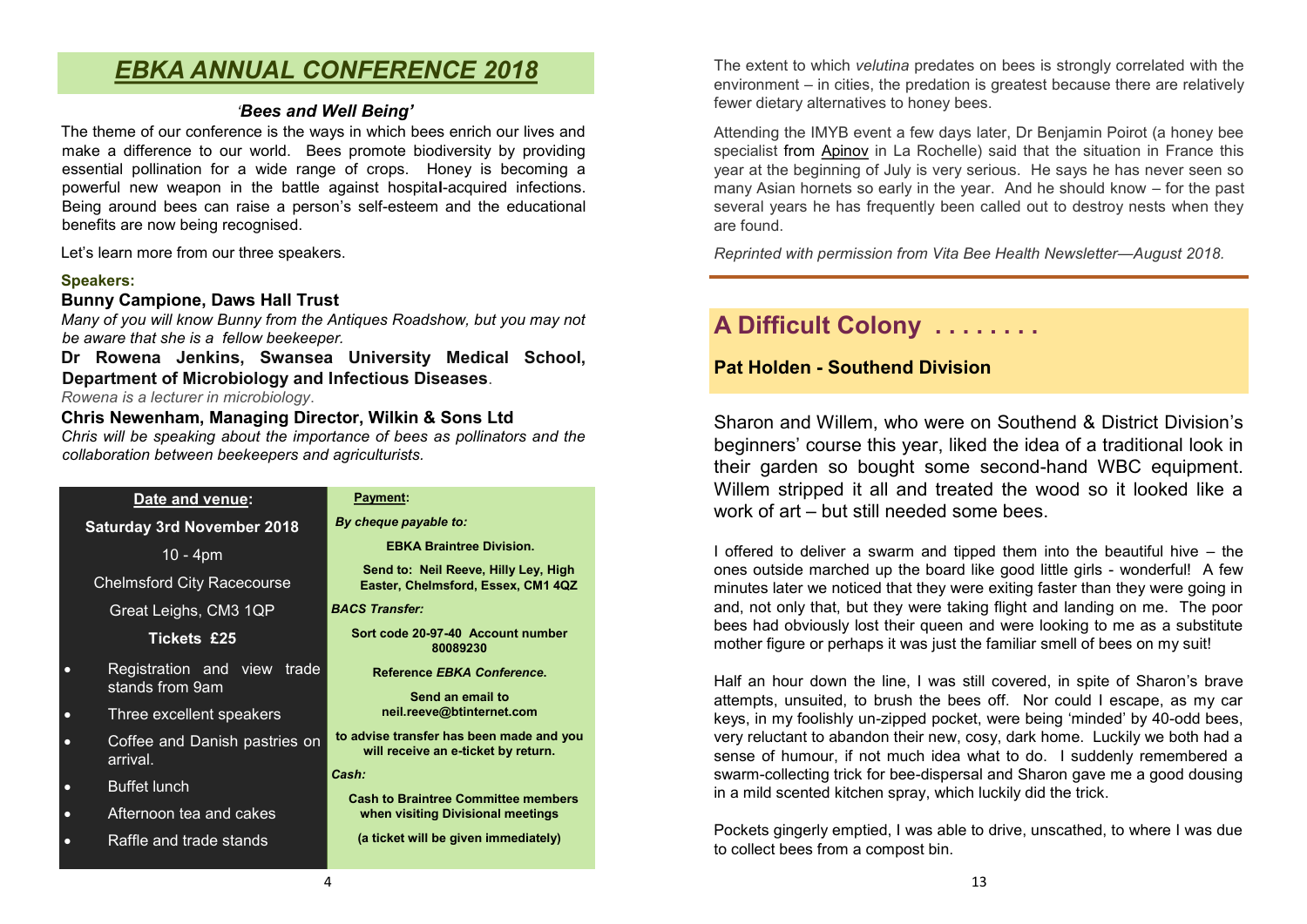# *EBKA ANNUAL CONFERENCE 2018*

### *'Bees and Well Being'*

The theme of our conference is the ways in which bees enrich our lives and make a difference to our world. Bees promote biodiversity by providing essential pollination for a wide range of crops. Honey is becoming a powerful new weapon in the battle against hospital-acquired infections. Being around bees can raise a person's self-esteem and the educational benefits are now being recognised.

Let's learn more from our three speakers.

**Speakers:**

**Bunny Campione, Daws Hall Trust**

*Many of you will know Bunny from the Antiques Roadshow, but you may not be aware that she is a fellow beekeeper.*

**Dr Rowena Jenkins, Swansea University Medical School, Department of Microbiology and Infectious Diseases**.

*Rowena is a lecturer in microbiology*.

**Chris Newenham, Managing Director, Wilkin & Sons Ltd**

*Chris will be speaking about the importance of bees as pollinators and the collaboration between beekeepers and agriculturists.*

**Date and venue:**

**Saturday 3rd November 2018**

10 - 4pm

Chelmsford City Racecourse

Great Leighs, CM3 1QP

**Tickets £25**

- Registration and view trade stands from 9am
- Three excellent speakers
- Coffee and Danish pastries on arrival.
- Buffet lunch
- Afternoon tea and cakes
- Raffle and trade stands

**Payment:**

***By cheque payable to:***

**EBKA Braintree Division.**

**Send to: Neil Reeve, Hilly Ley, High Easter, Chelmsford, Essex, CM1 4QZ**

***BACS Transfer:***

**Sort code 20-97-40 Account number 80089230**

**Reference *EBKA Conference.***

**Send an email to neil.reeve@btinternet.com**

**to advise transfer has been made and you will receive an e-ticket by return.**

***Cash:***

**Cash to Braintree Committee members when visiting Divisional meetings**

**(a ticket will be given immediately)**

The extent to which *velutina* predates on bees is strongly correlated with the environment – in cities, the predation is greatest because there are relatively fewer dietary alternatives to honey bees.

Attending the IMYB event a few days later, Dr Benjamin Poirot (a honey bee specialist from Apinov in La Rochelle) said that the situation in France this year at the beginning of July is very serious. He says he has never seen so many Asian hornets so early in the year. And he should know – for the past several years he has frequently been called out to destroy nests when they are found.

*Reprinted with permission from Vita Bee Health Newsletter—August 2018.*

## A Difficult Colony . . . . . . . .

**Pat Holden - Southend Division**

Sharon and Willem, who were on Southend & District Division's beginners' course this year, liked the idea of a traditional look in their garden so bought some second-hand WBC equipment. Willem stripped it all and treated the wood so it looked like a work of art – but still needed some bees.

I offered to deliver a swarm and tipped them into the beautiful hive – the ones outside marched up the board like good little girls - wonderful! A few minutes later we noticed that they were exiting faster than they were going in and, not only that, but they were taking flight and landing on me. The poor bees had obviously lost their queen and were looking to me as a substitute mother figure or perhaps it was just the familiar smell of bees on my suit!

Half an hour down the line, I was still covered, in spite of Sharon's brave attempts, unsuited, to brush the bees off. Nor could I escape, as my car keys, in my foolishly un-zipped pocket, were being 'minded' by 40-odd bees, very reluctant to abandon their new, cosy, dark home. Luckily we both had a sense of humour, if not much idea what to do. I suddenly remembered a swarm-collecting trick for bee-dispersal and Sharon gave me a good dousing in a mild scented kitchen spray, which luckily did the trick.

Pockets gingerly emptied, I was able to drive, unscathed, to where I was due to collect bees from a compost bin.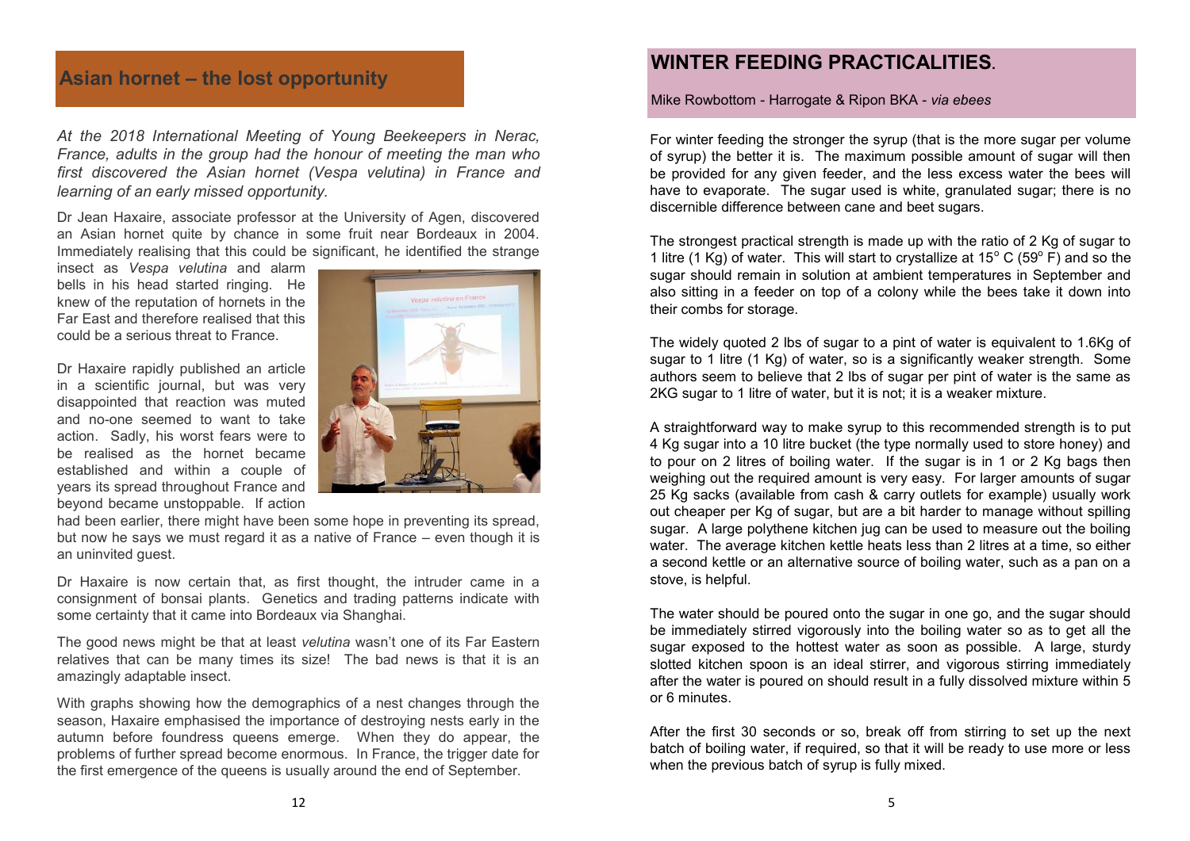## Asian hornet – the lost opportunity

*At the 2018 International Meeting of Young Beekeepers in Nerac, France, adults in the group had the honour of meeting the man who first discovered the Asian hornet (Vespa velutina) in France and learning of an early missed opportunity.*

Dr Jean Haxaire, associate professor at the University of Agen, discovered an Asian hornet quite by chance in some fruit near Bordeaux in 2004. Immediately realising that this could be significant, he identified the strange insect as *Vespa velutina* and alarm bells in his head started ringing. He knew of the reputation of hornets in the Far East and therefore realised that this could be a serious threat to France.

Dr Haxaire rapidly published an article in a scientific journal, but was very disappointed that reaction was muted and no-one seemed to want to take action. Sadly, his worst fears were to be realised as the hornet became established and within a couple of years its spread throughout France and beyond became unstoppable. If action had been earlier, there might have been some hope in preventing its spread, but now he says we must regard it as a native of France – even though it is an uninvited guest.

Dr Haxaire is now certain that, as first thought, the intruder came in a consignment of bonsai plants. Genetics and trading patterns indicate with some certainty that it came into Bordeaux via Shanghai.

The good news might be that at least *velutina* wasn't one of its Far Eastern relatives that can be many times its size! The bad news is that it is an amazingly adaptable insect.

With graphs showing how the demographics of a nest changes through the season, Haxaire emphasised the importance of destroying nests early in the autumn before foundress queens emerge. When they do appear, the problems of further spread become enormous. In France, the trigger date for the first emergence of the queens is usually around the end of September.

## WINTER FEEDING PRACTICALITIES.

Mike Rowbottom - Harrogate & Ripon BKA - *via ebees*

For winter feeding the stronger the syrup (that is the more sugar per volume of syrup) the better it is. The maximum possible amount of sugar will then be provided for any given feeder, and the less excess water the bees will have to evaporate. The sugar used is white, granulated sugar; there is no discernible difference between cane and beet sugars.

The strongest practical strength is made up with the ratio of 2 Kg of sugar to 1 litre (1 Kg) of water. This will start to crystallize at 15° C (59° F) and so the sugar should remain in solution at ambient temperatures in September and also sitting in a feeder on top of a colony while the bees take it down into their combs for storage.

The widely quoted 2 lbs of sugar to a pint of water is equivalent to 1.6Kg of sugar to 1 litre (1 Kg) of water, so is a significantly weaker strength. Some authors seem to believe that 2 lbs of sugar per pint of water is the same as 2KG sugar to 1 litre of water, but it is not; it is a weaker mixture.

A straightforward way to make syrup to this recommended strength is to put 4 Kg sugar into a 10 litre bucket (the type normally used to store honey) and to pour on 2 litres of boiling water. If the sugar is in 1 or 2 Kg bags then weighing out the required amount is very easy. For larger amounts of sugar 25 Kg sacks (available from cash & carry outlets for example) usually work out cheaper per Kg of sugar, but are a bit harder to manage without spilling sugar. A large polythene kitchen jug can be used to measure out the boiling water. The average kitchen kettle heats less than 2 litres at a time, so either a second kettle or an alternative source of boiling water, such as a pan on a stove, is helpful.

The water should be poured onto the sugar in one go, and the sugar should be immediately stirred vigorously into the boiling water so as to get all the sugar exposed to the hottest water as soon as possible. A large, sturdy slotted kitchen spoon is an ideal stirrer, and vigorous stirring immediately after the water is poured on should result in a fully dissolved mixture within 5 or 6 minutes.

After the first 30 seconds or so, break off from stirring to set up the next batch of boiling water, if required, so that it will be ready to use more or less when the previous batch of syrup is fully mixed.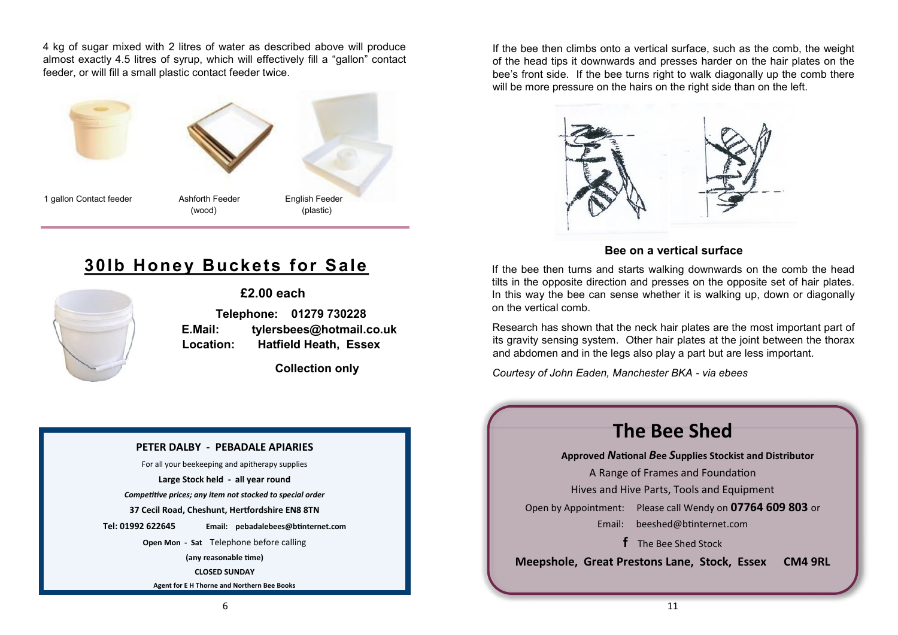4 kg of sugar mixed with 2 litres of water as described above will produce almost exactly 4.5 litres of syrup, which will effectively fill a "gallon" contact feeder, or will fill a small plastic contact feeder twice.

1 gallon Contact feeder

Ashforth Feeder (wood)

English Feeder (plastic)

## 30lb Honey Buckets for Sale

**£2.00 each**

**Telephone: 01279 730228**
**E.Mail: tylersbees@hotmail.co.uk**
**Location: Hatfield Heath, Essex**

**Collection only**

**PETER DALBY - PEBADALE APIARIES**

For all your beekeeping and apitherapy supplies

**Large Stock held - all year round**

***Competitive prices; any item not stocked to special order***

**37 Cecil Road, Cheshunt, Hertfordshire EN8 8TN**

**Tel: 01992 622645** **Email: pebadalebees@btinternet.com**

**Open Mon - Sat** Telephone before calling

**(any reasonable time)**

**CLOSED SUNDAY**

**Agent for E H Thorne and Northern Bee Books**

If the bee then climbs onto a vertical surface, such as the comb, the weight of the head tips it downwards and presses harder on the hair plates on the bee's front side. If the bee turns right to walk diagonally up the comb there will be more pressure on the hairs on the right side than on the left.

**Bee on a vertical surface**

If the bee then turns and starts walking downwards on the comb the head tilts in the opposite direction and presses on the opposite set of hair plates. In this way the bee can sense whether it is walking up, down or diagonally on the vertical comb.

Research has shown that the neck hair plates are the most important part of its gravity sensing system. Other hair plates at the joint between the thorax and abdomen and in the legs also play a part but are less important.

*Courtesy of John Eaden, Manchester BKA - via ebees*

# The Bee Shed

**Approved *N*ational *B*ee *S*upplies Stockist and Distributor**

A Range of Frames and Foundation

Hives and Hive Parts, Tools and Equipment

Open by Appointment: Please call Wendy on **07764 609 803** or

Email: beeshed@btinternet.com

f The Bee Shed Stock

**Meepshole, Great Prestons Lane, Stock, Essex CM4 9RL**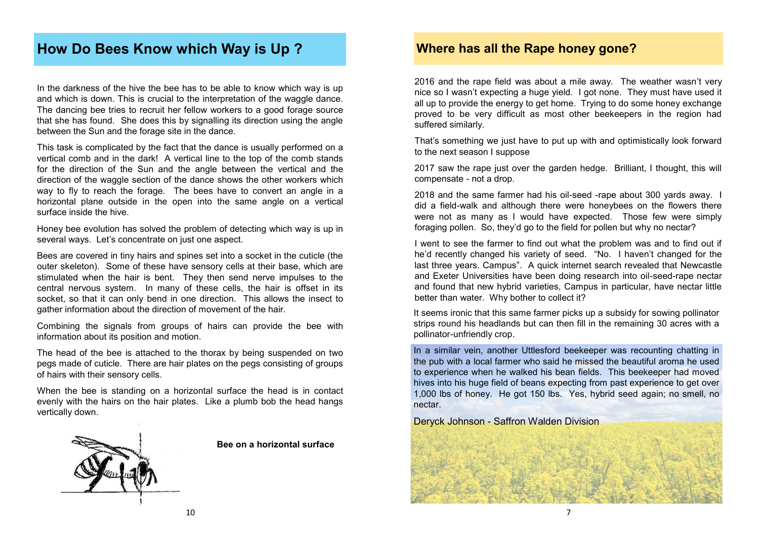# How Do Bees Know which Way is Up ?

In the darkness of the hive the bee has to be able to know which way is up and which is down. This is crucial to the interpretation of the waggle dance. The dancing bee tries to recruit her fellow workers to a good forage source that she has found. She does this by signalling its direction using the angle between the Sun and the forage site in the dance.

This task is complicated by the fact that the dance is usually performed on a vertical comb and in the dark! A vertical line to the top of the comb stands for the direction of the Sun and the angle between the vertical and the direction of the waggle section of the dance shows the other workers which way to fly to reach the forage. The bees have to convert an angle in a horizontal plane outside in the open into the same angle on a vertical surface inside the hive.

Honey bee evolution has solved the problem of detecting which way is up in several ways. Let's concentrate on just one aspect.

Bees are covered in tiny hairs and spines set into a socket in the cuticle (the outer skeleton). Some of these have sensory cells at their base, which are stimulated when the hair is bent. They then send nerve impulses to the central nervous system. In many of these cells, the hair is offset in its socket, so that it can only bend in one direction. This allows the insect to gather information about the direction of movement of the hair.

Combining the signals from groups of hairs can provide the bee with information about its position and motion.

The head of the bee is attached to the thorax by being suspended on two pegs made of cuticle. There are hair plates on the pegs consisting of groups of hairs with their sensory cells.

When the bee is standing on a horizontal surface the head is in contact evenly with the hairs on the hair plates. Like a plumb bob the head hangs vertically down.

**Bee on a horizontal surface**

# Where has all the Rape honey gone?

2016 and the rape field was about a mile away. The weather wasn't very nice so I wasn't expecting a huge yield. I got none. They must have used it all up to provide the energy to get home. Trying to do some honey exchange proved to be very difficult as most other beekeepers in the region had suffered similarly.

That's something we just have to put up with and optimistically look forward to the next season I suppose

2017 saw the rape just over the garden hedge. Brilliant, I thought, this will compensate - not a drop.

2018 and the same farmer had his oil-seed -rape about 300 yards away. I did a field-walk and although there were honeybees on the flowers there were not as many as I would have expected. Those few were simply foraging pollen. So, they'd go to the field for pollen but why no nectar?

I went to see the farmer to find out what the problem was and to find out if he'd recently changed his variety of seed. "No. I haven't changed for the last three years. Campus". A quick internet search revealed that Newcastle and Exeter Universities have been doing research into oil-seed-rape nectar and found that new hybrid varieties, Campus in particular, have nectar little better than water. Why bother to collect it?

It seems ironic that this same farmer picks up a subsidy for sowing pollinator strips round his headlands but can then fill in the remaining 30 acres with a pollinator-unfriendly crop.

In a similar vein, another Uttlesford beekeeper was recounting chatting in the pub with a local farmer who said he missed the beautiful aroma he used to experience when he walked his bean fields. This beekeeper had moved hives into his huge field of beans expecting from past experience to get over 1,000 lbs of honey. He got 150 lbs. Yes, hybrid seed again; no smell, no nectar.

Deryck Johnson - Saffron Walden Division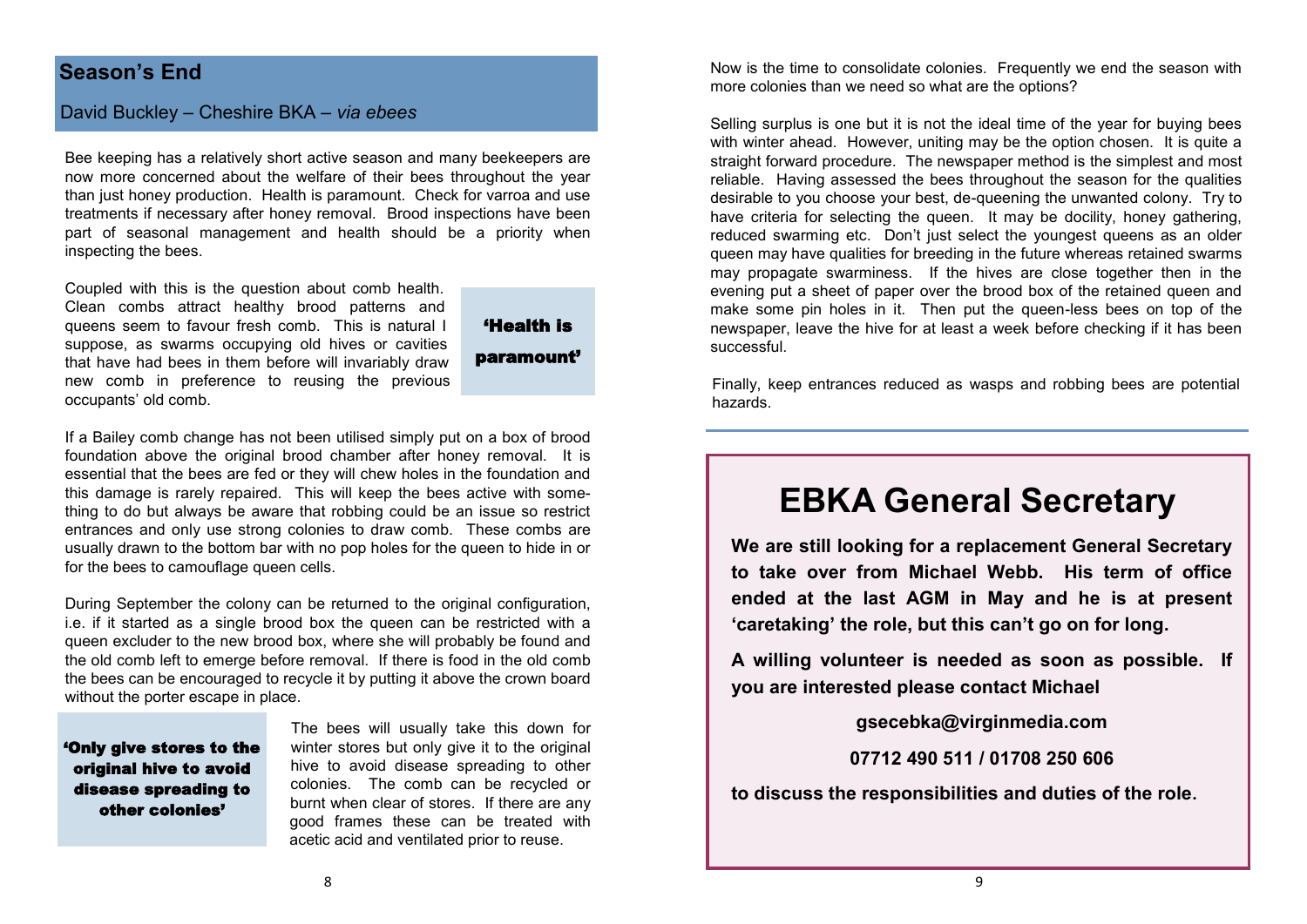## Season's End

David Buckley – Cheshire BKA – *via ebees*

Bee keeping has a relatively short active season and many beekeepers are now more concerned about the welfare of their bees throughout the year than just honey production. Health is paramount. Check for varroa and use treatments if necessary after honey removal. Brood inspections have been part of seasonal management and health should be a priority when inspecting the bees.

Coupled with this is the question about comb health. Clean combs attract healthy brood patterns and queens seem to favour fresh comb. This is natural I suppose, as swarms occupying old hives or cavities that have had bees in them before will invariably draw new comb in preference to reusing the previous occupants' old comb.

**'Health is paramount'**

If a Bailey comb change has not been utilised simply put on a box of brood foundation above the original brood chamber after honey removal. It is essential that the bees are fed or they will chew holes in the foundation and this damage is rarely repaired. This will keep the bees active with something to do but always be aware that robbing could be an issue so restrict entrances and only use strong colonies to draw comb. These combs are usually drawn to the bottom bar with no pop holes for the queen to hide in or for the bees to camouflage queen cells.

During September the colony can be returned to the original configuration, i.e. if it started as a single brood box the queen can be restricted with a queen excluder to the new brood box, where she will probably be found and the old comb left to emerge before removal. If there is food in the old comb the bees can be encouraged to recycle it by putting it above the crown board without the porter escape in place.

**'Only give stores to the original hive to avoid disease spreading to other colonies'**

The bees will usually take this down for winter stores but only give it to the original hive to avoid disease spreading to other colonies. The comb can be recycled or burnt when clear of stores. If there are any good frames these can be treated with acetic acid and ventilated prior to reuse.

Now is the time to consolidate colonies. Frequently we end the season with more colonies than we need so what are the options?

Selling surplus is one but it is not the ideal time of the year for buying bees with winter ahead. However, uniting may be the option chosen. It is quite a straight forward procedure. The newspaper method is the simplest and most reliable. Having assessed the bees throughout the season for the qualities desirable to you choose your best, de-queening the unwanted colony. Try to have criteria for selecting the queen. It may be docility, honey gathering, reduced swarming etc. Don't just select the youngest queens as an older queen may have qualities for breeding in the future whereas retained swarms may propagate swarminess. If the hives are close together then in the evening put a sheet of paper over the brood box of the retained queen and make some pin holes in it. Then put the queen-less bees on top of the newspaper, leave the hive for at least a week before checking if it has been successful.

Finally, keep entrances reduced as wasps and robbing bees are potential hazards.

# EBKA General Secretary

**We are still looking for a replacement General Secretary to take over from Michael Webb. His term of office ended at the last AGM in May and he is at present 'caretaking' the role, but this can't go on for long.**

**A willing volunteer is needed as soon as possible. If you are interested please contact Michael**

**gsecebka@virginmedia.com**

**07712 490 511 / 01708 250 606**

**to discuss the responsibilities and duties of the role.**